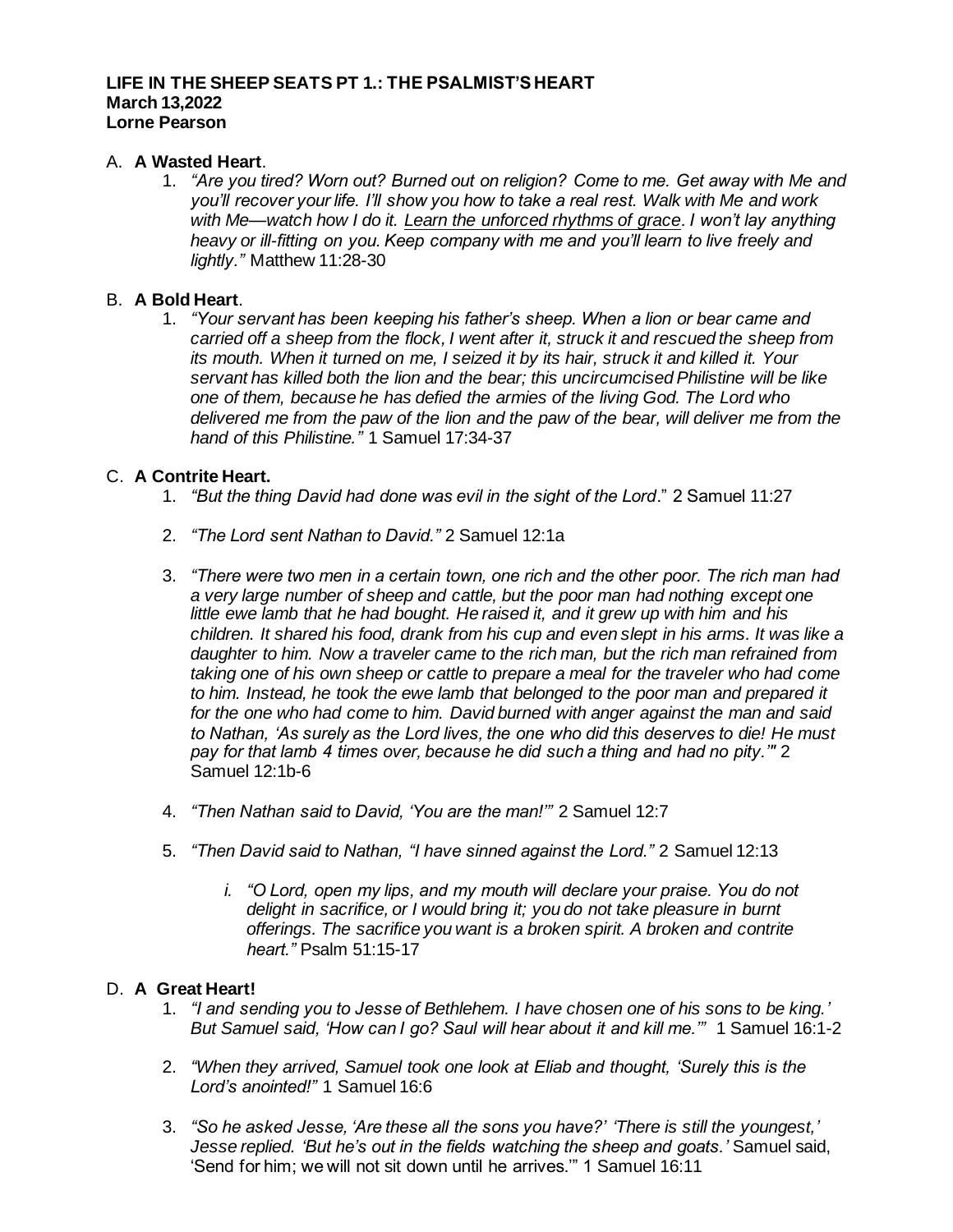**LIFE IN THE SHEEP SEATS PT 1.: THE PSALMIST'S HEART**
**March 13,2022**
**Lorne Pearson**

A. **A Wasted Heart**.
   1. *"Are you tired? Worn out? Burned out on religion? Come to me. Get away with Me and you'll recover your life. I'll show you how to take a real rest. Walk with Me and work with Me—watch how I do it. <u>Learn the unforced rhythms of grace</u>. I won't lay anything heavy or ill-fitting on you. Keep company with me and you'll learn to live freely and lightly."* Matthew 11:28-30

B. **A Bold Heart**.
   1. *"Your servant has been keeping his father's sheep. When a lion or bear came and carried off a sheep from the flock, I went after it, struck it and rescued the sheep from its mouth. When it turned on me, I seized it by its hair, struck it and killed it. Your servant has killed both the lion and the bear; this uncircumcised Philistine will be like one of them, because he has defied the armies of the living God. The Lord who delivered me from the paw of the lion and the paw of the bear, will deliver me from the hand of this Philistine."* 1 Samuel 17:34-37

C. **A Contrite Heart.**
   1. *"But the thing David had done was evil in the sight of the Lord*." 2 Samuel 11:27
   2. *"The Lord sent Nathan to David."* 2 Samuel 12:1a
   3. *"There were two men in a certain town, one rich and the other poor. The rich man had a very large number of sheep and cattle, but the poor man had nothing except one little ewe lamb that he had bought. He raised it, and it grew up with him and his children. It shared his food, drank from his cup and even slept in his arms. It was like a daughter to him. Now a traveler came to the rich man, but the rich man refrained from taking one of his own sheep or cattle to prepare a meal for the traveler who had come to him. Instead, he took the ewe lamb that belonged to the poor man and prepared it for the one who had come to him. David burned with anger against the man and said to Nathan, 'As surely as the Lord lives, the one who did this deserves to die! He must pay for that lamb 4 times over, because he did such a thing and had no pity.'"* 2 Samuel 12:1b-6
   4. *"Then Nathan said to David, 'You are the man!'"* 2 Samuel 12:7
   5. *"Then David said to Nathan, "I have sinned against the Lord."* 2 Samuel 12:13
      i. *"O Lord, open my lips, and my mouth will declare your praise. You do not delight in sacrifice, or I would bring it; you do not take pleasure in burnt offerings. The sacrifice you want is a broken spirit. A broken and contrite heart."* Psalm 51:15-17

D. **A Great Heart!**
   1. *"I and sending you to Jesse of Bethlehem. I have chosen one of his sons to be king.' But Samuel said, 'How can I go? Saul will hear about it and kill me.'"* 1 Samuel 16:1-2
   2. *"When they arrived, Samuel took one look at Eliab and thought, 'Surely this is the Lord's anointed!"* 1 Samuel 16:6
   3. *"So he asked Jesse, 'Are these all the sons you have?' 'There is still the youngest,' Jesse replied. 'But he's out in the fields watching the sheep and goats.'* Samuel said, 'Send for him; we will not sit down until he arrives.'" 1 Samuel 16:11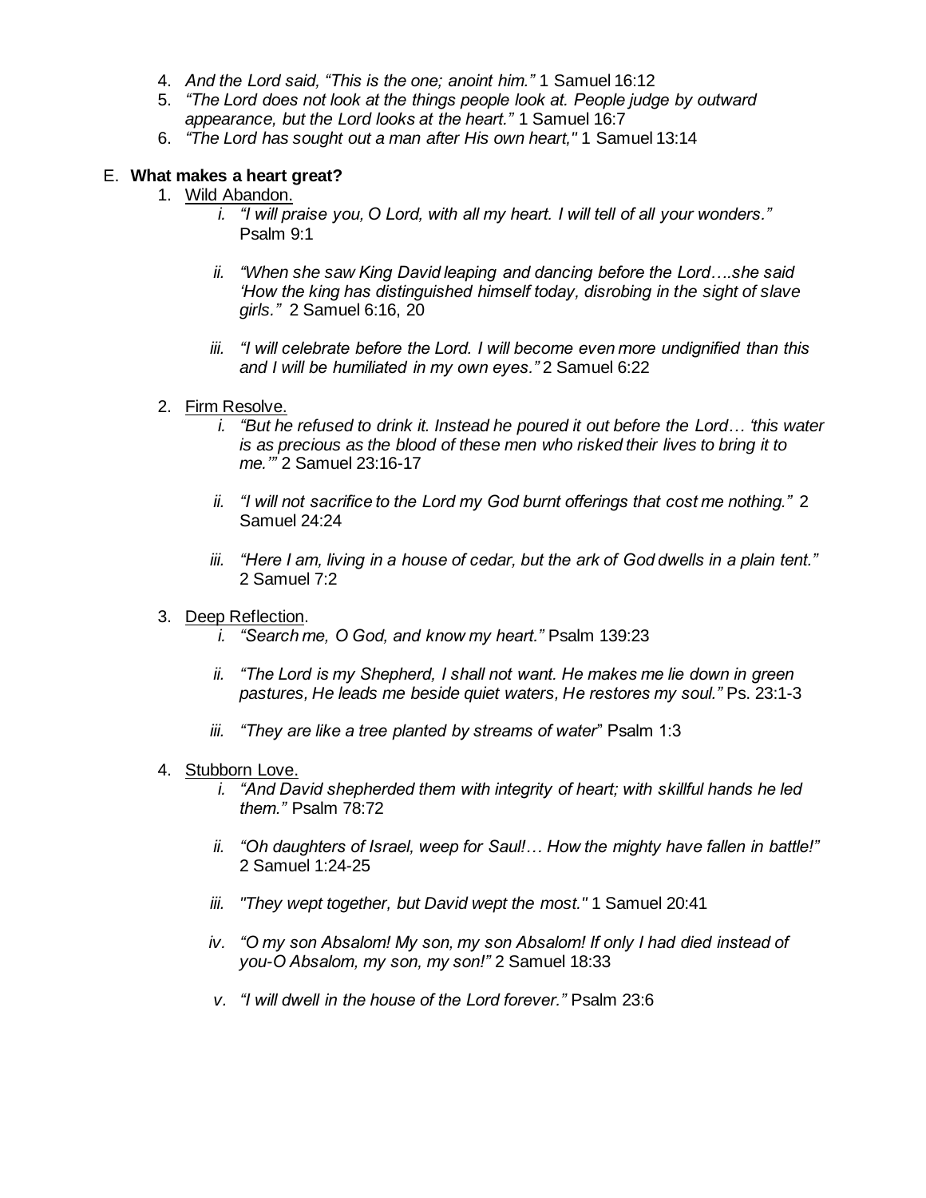4. *And the Lord said, "This is the one; anoint him."* 1 Samuel 16:12
5. *"The Lord does not look at the things people look at. People judge by outward appearance, but the Lord looks at the heart."* 1 Samuel 16:7
6. *"The Lord has sought out a man after His own heart,"* 1 Samuel 13:14

E. **What makes a heart great?**

1. Wild Abandon.
   i. *"I will praise you, O Lord, with all my heart. I will tell of all your wonders."* Psalm 9:1

   ii. *"When she saw King David leaping and dancing before the Lord….she said 'How the king has distinguished himself today, disrobing in the sight of slave girls."* 2 Samuel 6:16, 20

   iii. *"I will celebrate before the Lord. I will become even more undignified than this and I will be humiliated in my own eyes."* 2 Samuel 6:22

2. Firm Resolve.
   i. *"But he refused to drink it. Instead he poured it out before the Lord… 'this water is as precious as the blood of these men who risked their lives to bring it to me.'"* 2 Samuel 23:16-17

   ii. *"I will not sacrifice to the Lord my God burnt offerings that cost me nothing."* 2 Samuel 24:24

   iii. *"Here I am, living in a house of cedar, but the ark of God dwells in a plain tent."* 2 Samuel 7:2

3. Deep Reflection.
   i. *"Search me, O God, and know my heart."* Psalm 139:23

   ii. *"The Lord is my Shepherd, I shall not want. He makes me lie down in green pastures, He leads me beside quiet waters, He restores my soul."* Ps. 23:1-3

   iii. *"They are like a tree planted by streams of water*" Psalm 1:3

4. Stubborn Love.
   i. *"And David shepherded them with integrity of heart; with skillful hands he led them."* Psalm 78:72

   ii. *"Oh daughters of Israel, weep for Saul!… How the mighty have fallen in battle!"* 2 Samuel 1:24-25

   iii. *"They wept together, but David wept the most."* 1 Samuel 20:41

   iv. *"O my son Absalom! My son, my son Absalom! If only I had died instead of you-O Absalom, my son, my son!"* 2 Samuel 18:33

   v. *"I will dwell in the house of the Lord forever."* Psalm 23:6